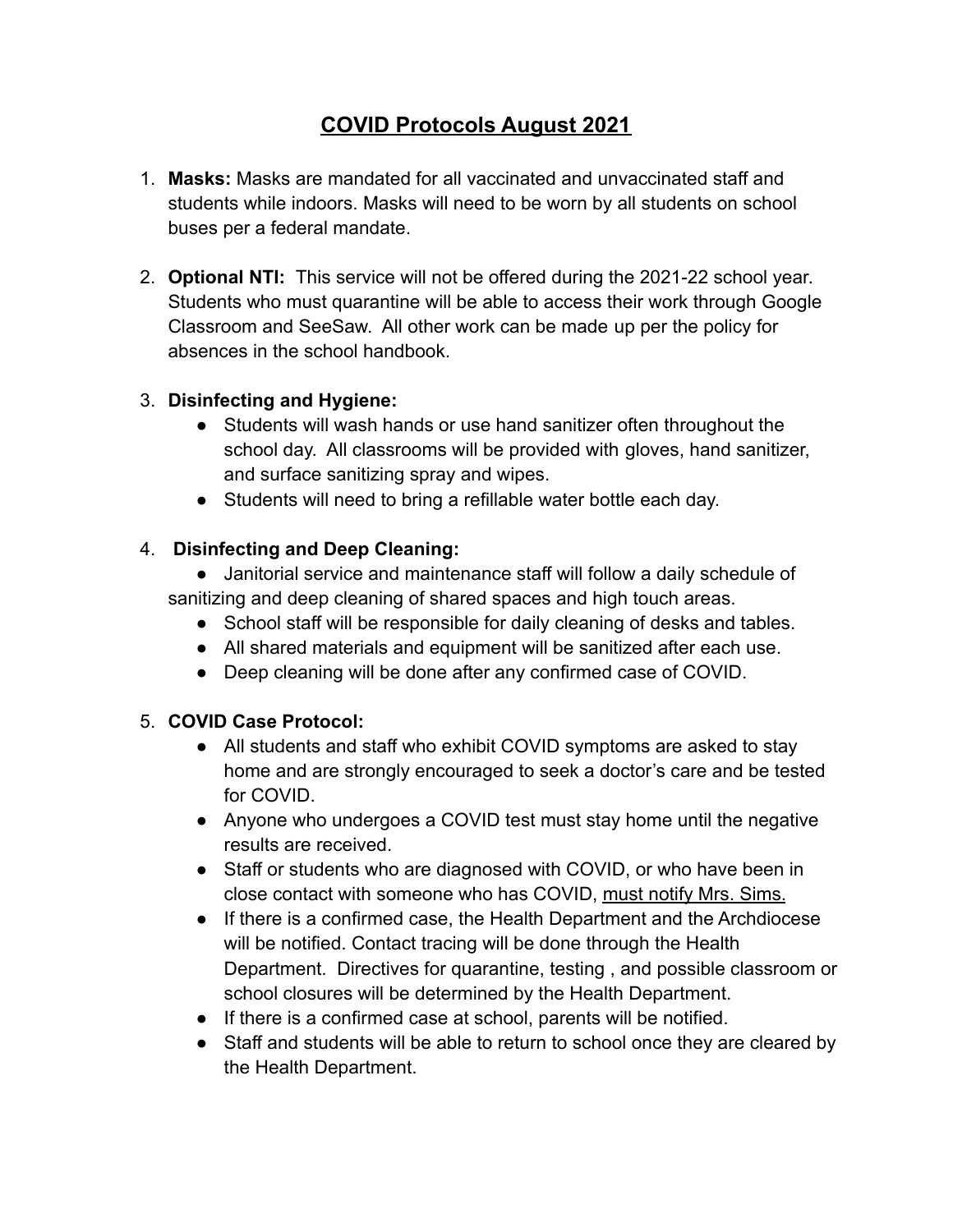# COVID Protocols August 2021

1. **Masks:** Masks are mandated for all vaccinated and unvaccinated staff and students while indoors. Masks will need to be worn by all students on school buses per a federal mandate.

2. **Optional NTI:** This service will not be offered during the 2021-22 school year. Students who must quarantine will be able to access their work through Google Classroom and SeeSaw. All other work can be made up per the policy for absences in the school handbook.

3. **Disinfecting and Hygiene:**
   - Students will wash hands or use hand sanitizer often throughout the school day. All classrooms will be provided with gloves, hand sanitizer, and surface sanitizing spray and wipes.
   - Students will need to bring a refillable water bottle each day.

4. **Disinfecting and Deep Cleaning:**
   - Janitorial service and maintenance staff will follow a daily schedule of sanitizing and deep cleaning of shared spaces and high touch areas.
   - School staff will be responsible for daily cleaning of desks and tables.
   - All shared materials and equipment will be sanitized after each use.
   - Deep cleaning will be done after any confirmed case of COVID.

5. **COVID Case Protocol:**
   - All students and staff who exhibit COVID symptoms are asked to stay home and are strongly encouraged to seek a doctor's care and be tested for COVID.
   - Anyone who undergoes a COVID test must stay home until the negative results are received.
   - Staff or students who are diagnosed with COVID, or who have been in close contact with someone who has COVID, must notify Mrs. Sims.
   - If there is a confirmed case, the Health Department and the Archdiocese will be notified. Contact tracing will be done through the Health Department. Directives for quarantine, testing , and possible classroom or school closures will be determined by the Health Department.
   - If there is a confirmed case at school, parents will be notified.
   - Staff and students will be able to return to school once they are cleared by the Health Department.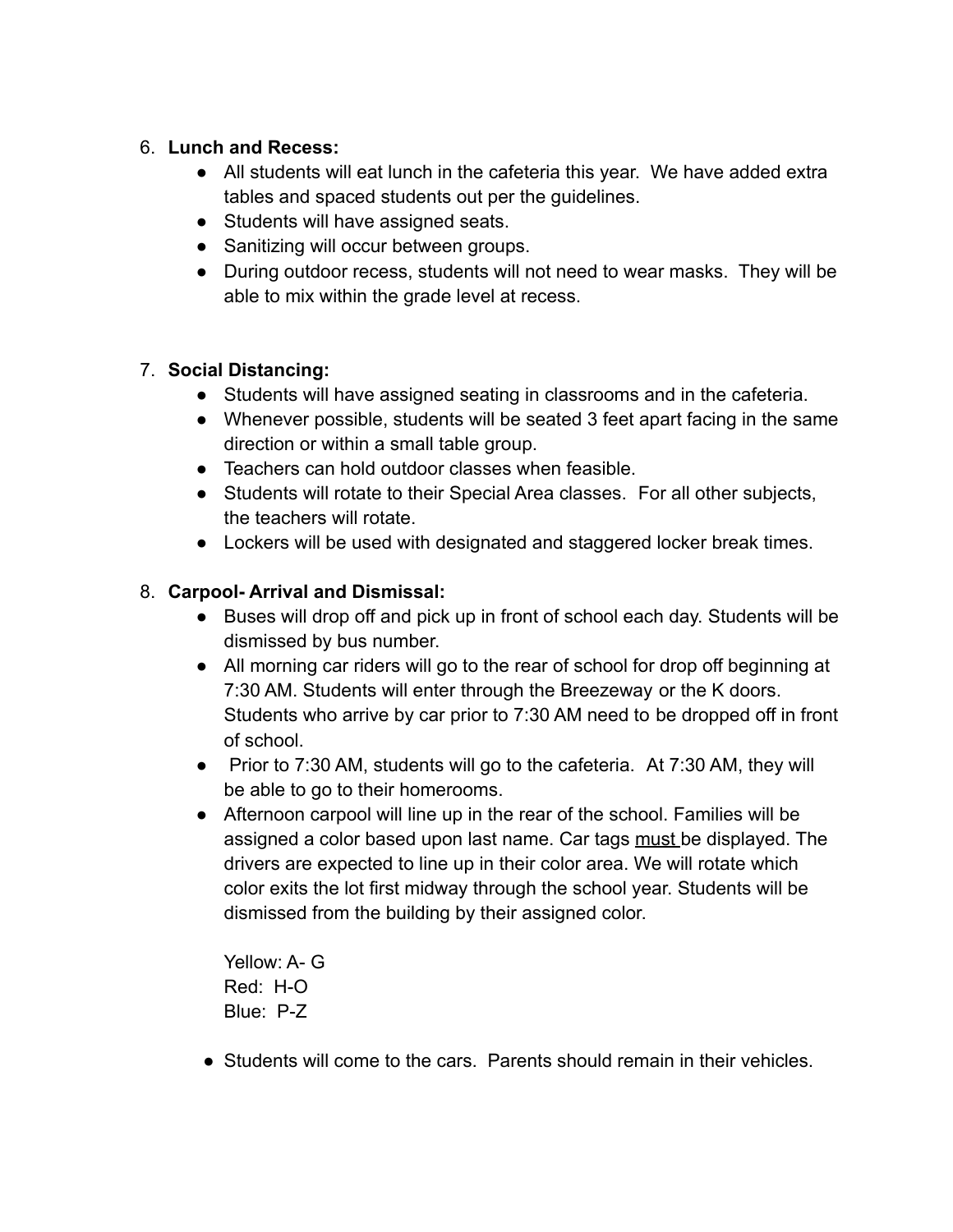6. **Lunch and Recess:**
    - All students will eat lunch in the cafeteria this year. We have added extra tables and spaced students out per the guidelines.
    - Students will have assigned seats.
    - Sanitizing will occur between groups.
    - During outdoor recess, students will not need to wear masks. They will be able to mix within the grade level at recess.

7. **Social Distancing:**
    - Students will have assigned seating in classrooms and in the cafeteria.
    - Whenever possible, students will be seated 3 feet apart facing in the same direction or within a small table group.
    - Teachers can hold outdoor classes when feasible.
    - Students will rotate to their Special Area classes. For all other subjects, the teachers will rotate.
    - Lockers will be used with designated and staggered locker break times.

8. **Carpool- Arrival and Dismissal:**
    - Buses will drop off and pick up in front of school each day. Students will be dismissed by bus number.
    - All morning car riders will go to the rear of school for drop off beginning at 7:30 AM. Students will enter through the Breezeway or the K doors. Students who arrive by car prior to 7:30 AM need to be dropped off in front of school.
    - Prior to 7:30 AM, students will go to the cafeteria. At 7:30 AM, they will be able to go to their homerooms.
    - Afternoon carpool will line up in the rear of the school. Families will be assigned a color based upon last name. Car tags <u>must</u> be displayed. The drivers are expected to line up in their color area. We will rotate which color exits the lot first midway through the school year. Students will be dismissed from the building by their assigned color.

      Yellow: A- G
      Red: H-O
      Blue: P-Z

    - Students will come to the cars. Parents should remain in their vehicles.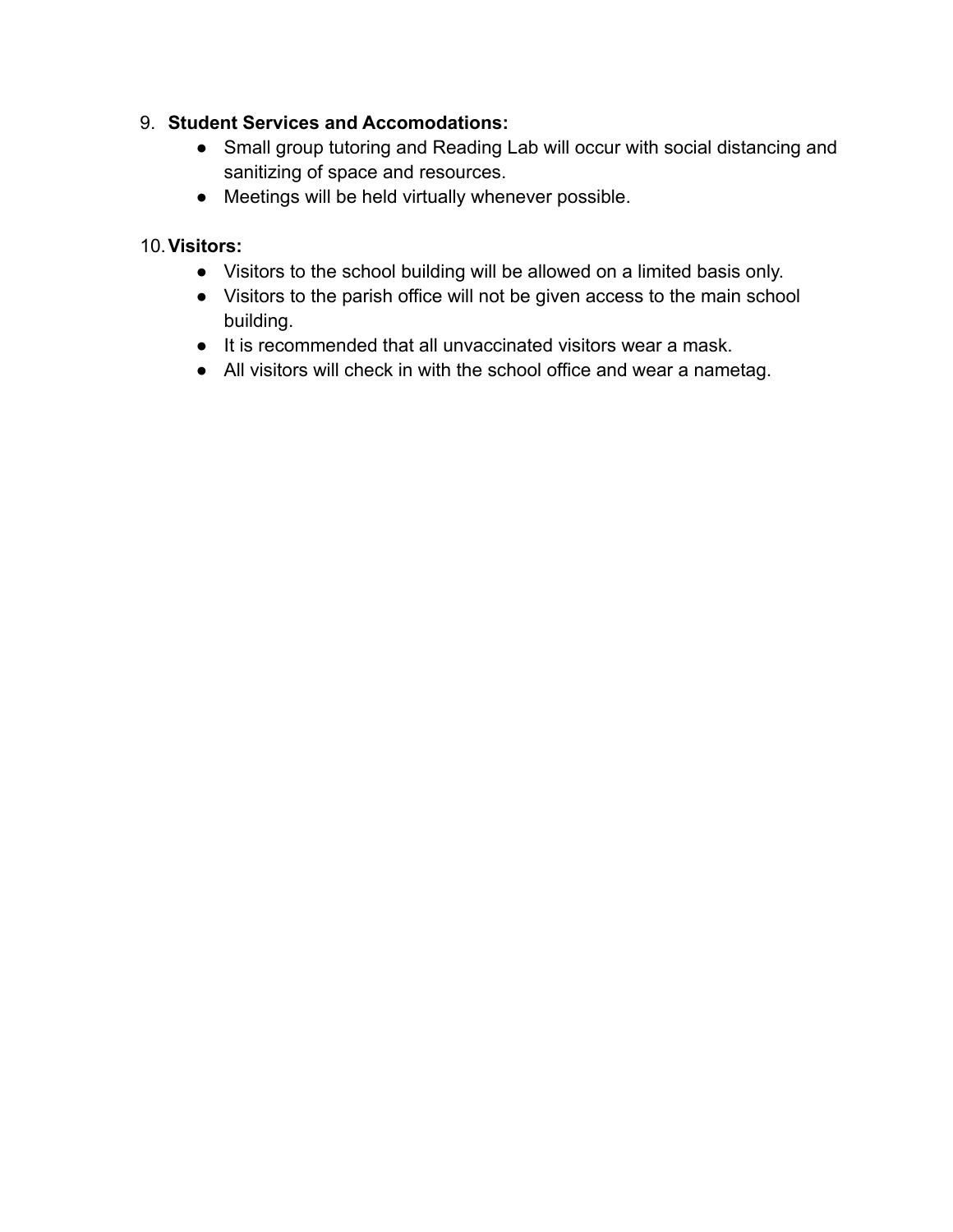9. **Student Services and Accomodations:**
    - Small group tutoring and Reading Lab will occur with social distancing and sanitizing of space and resources.
    - Meetings will be held virtually whenever possible.

10. **Visitors:**
    - Visitors to the school building will be allowed on a limited basis only.
    - Visitors to the parish office will not be given access to the main school building.
    - It is recommended that all unvaccinated visitors wear a mask.
    - All visitors will check in with the school office and wear a nametag.